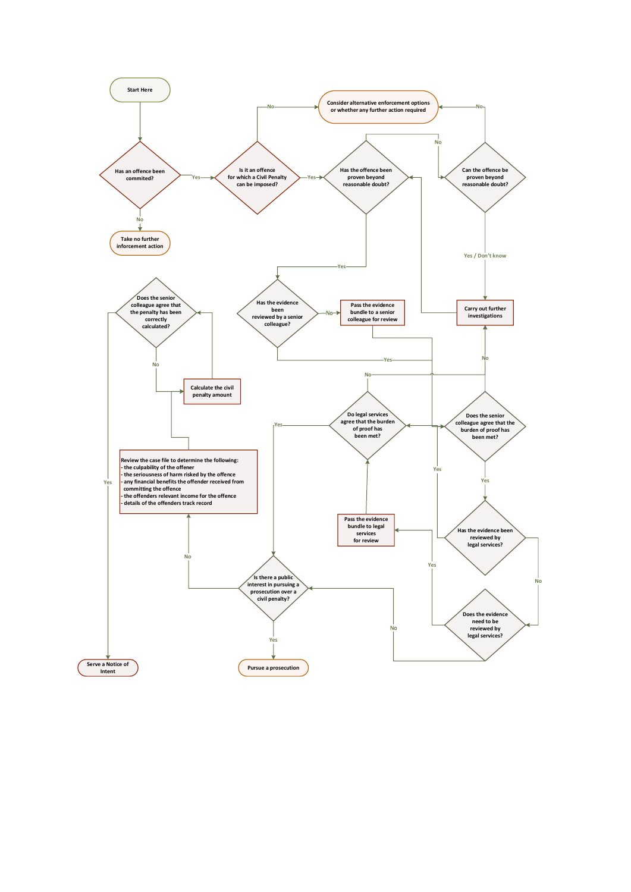Start Here

Has an offence been commited?

Yes

No

Take no further inforcement action

Is it an offence for which a Civil Penalty can be imposed?

No

Consider alternative enforcement options or whether any further action required

Yes

Has the offence been proven beyond reasonable doubt?

No

Can the offence be proven beyond reasonable doubt?

No

Yes / Don't know

Carry out further investigations

Yes

Has the evidence been reviewed by a senior colleague?

No

Pass the evidence bundle to a senior colleague for review

Yes

No

Does the senior colleague agree that the penalty has been correctly calculated?

No

Calculate the civil penalty amount

Yes

Serve a Notice of Intent

Review the case file to determine the following:
- the culpability of the offener
- the seriousness of harm risked by the offence
- any financial benefits the offender received from committing the offence
- the offenders relevant income for the offence
- details of the offenders track record

No

Do legal services agree that the burden of proof has been met?

Yes

Does the senior colleague agree that the burden of proof has been met?

Yes

Yes

Pass the evidence bundle to legal services for review

Has the evidence been reviewed by legal services?

No

Yes

Does the evidence need to be reviewed by legal services?

No

Is there a public interest in pursuing a prosecution over a civil penalty?

No

Yes

Pursue a prosecution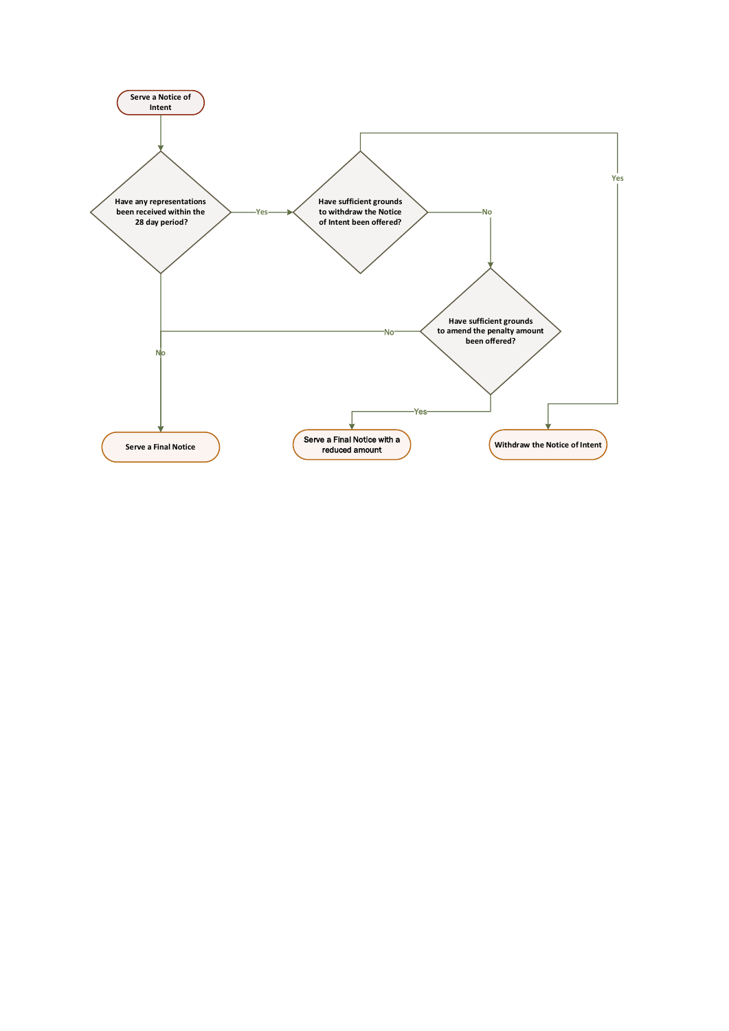Serve a Notice of Intent

Have any representations been received within the 28 day period?

Yes

No

Have sufficient grounds to withdraw the Notice of Intent been offered?

Yes

No

Have sufficient grounds to amend the penalty amount been offered?

No

Yes

Serve a Final Notice

Serve a Final Notice with a reduced amount

Withdraw the Notice of Intent